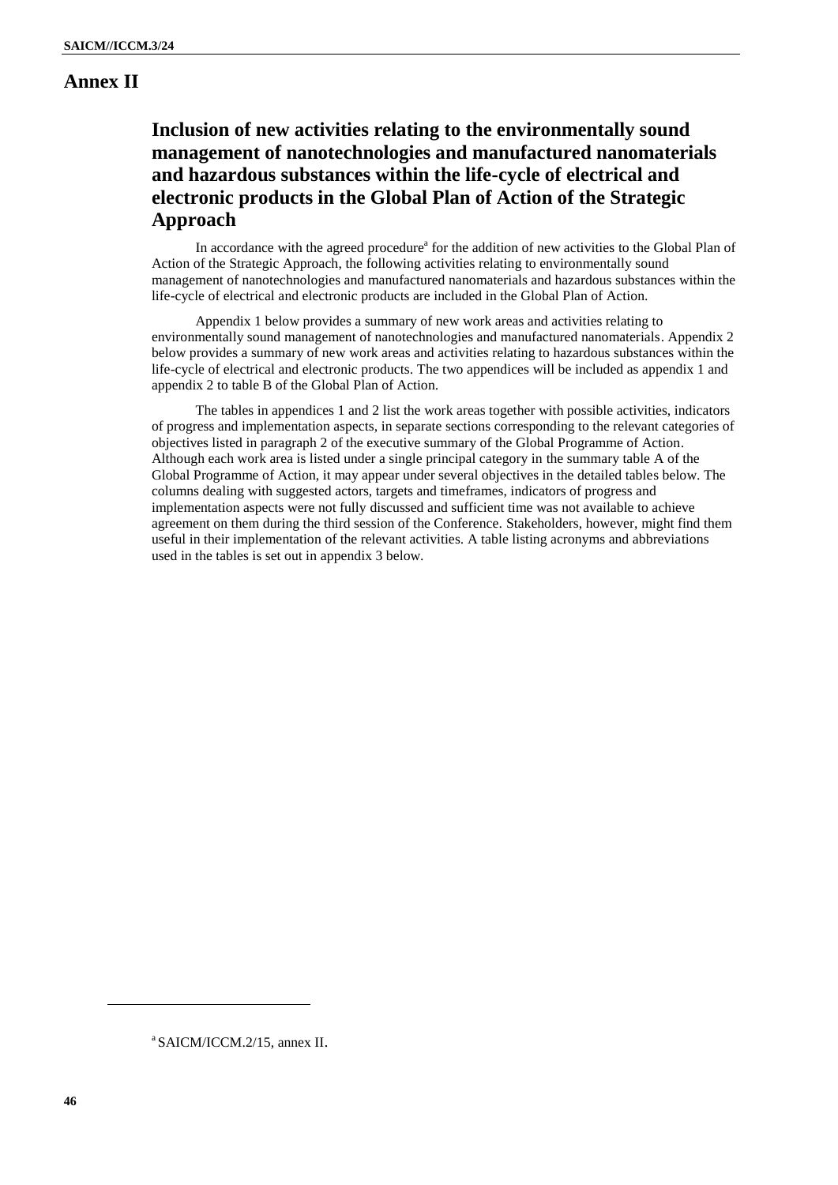# Annex II

## Inclusion of new activities relating to the environmentally sound management of nanotechnologies and manufactured nanomaterials and hazardous substances within the life-cycle of electrical and electronic products in the Global Plan of Action of the Strategic Approach

In accordance with the agreed procedure[a] for the addition of new activities to the Global Plan of Action of the Strategic Approach, the following activities relating to environmentally sound management of nanotechnologies and manufactured nanomaterials and hazardous substances within the life-cycle of electrical and electronic products are included in the Global Plan of Action.

Appendix 1 below provides a summary of new work areas and activities relating to environmentally sound management of nanotechnologies and manufactured nanomaterials. Appendix 2 below provides a summary of new work areas and activities relating to hazardous substances within the life-cycle of electrical and electronic products. The two appendices will be included as appendix 1 and appendix 2 to table B of the Global Plan of Action.

The tables in appendices 1 and 2 list the work areas together with possible activities, indicators of progress and implementation aspects, in separate sections corresponding to the relevant categories of objectives listed in paragraph 2 of the executive summary of the Global Programme of Action. Although each work area is listed under a single principal category in the summary table A of the Global Programme of Action, it may appear under several objectives in the detailed tables below. The columns dealing with suggested actors, targets and timeframes, indicators of progress and implementation aspects were not fully discussed and sufficient time was not available to achieve agreement on them during the third session of the Conference. Stakeholders, however, might find them useful in their implementation of the relevant activities. A table listing acronyms and abbreviations used in the tables is set out in appendix 3 below.

---

[a] SAICM/ICCM.2/15, annex II.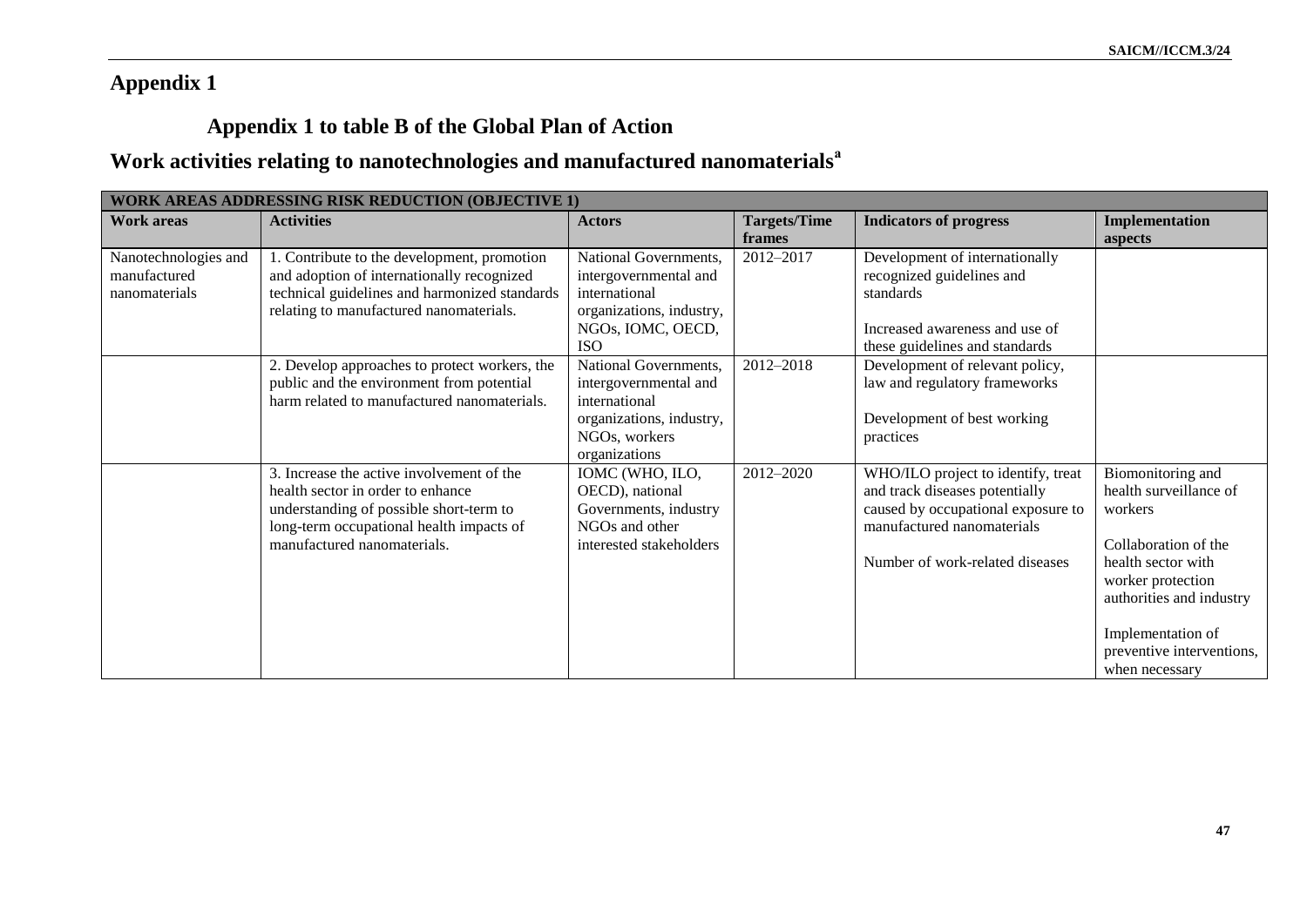# Appendix 1

## Appendix 1 to table B of the Global Plan of Action

## Work activities relating to nanotechnologies and manufactured nanomaterials[a]

| **WORK AREAS ADDRESSING RISK REDUCTION (OBJECTIVE 1)** | | | | | |
|---|---|---|---|---|---|
| **Work areas** | **Activities** | **Actors** | **Targets/Time frames** | **Indicators of progress** | **Implementation aspects** |
| Nanotechnologies and manufactured nanomaterials | 1. Contribute to the development, promotion and adoption of internationally recognized technical guidelines and harmonized standards relating to manufactured nanomaterials. | National Governments, intergovernmental and international organizations, industry, NGOs, IOMC, OECD, ISO | 2012–2017 | Development of internationally recognized guidelines and standards<br><br>Increased awareness and use of these guidelines and standards | |
| | 2. Develop approaches to protect workers, the public and the environment from potential harm related to manufactured nanomaterials. | National Governments, intergovernmental and international organizations, industry, NGOs, workers organizations | 2012–2018 | Development of relevant policy, law and regulatory frameworks<br><br>Development of best working practices | |
| | 3. Increase the active involvement of the health sector in order to enhance understanding of possible short-term to long-term occupational health impacts of manufactured nanomaterials. | IOMC (WHO, ILO, OECD), national Governments, industry NGOs and other interested stakeholders | 2012–2020 | WHO/ILO project to identify, treat and track diseases potentially caused by occupational exposure to manufactured nanomaterials<br><br>Number of work-related diseases | Biomonitoring and health surveillance of workers<br><br>Collaboration of the health sector with worker protection authorities and industry<br><br>Implementation of preventive interventions, when necessary |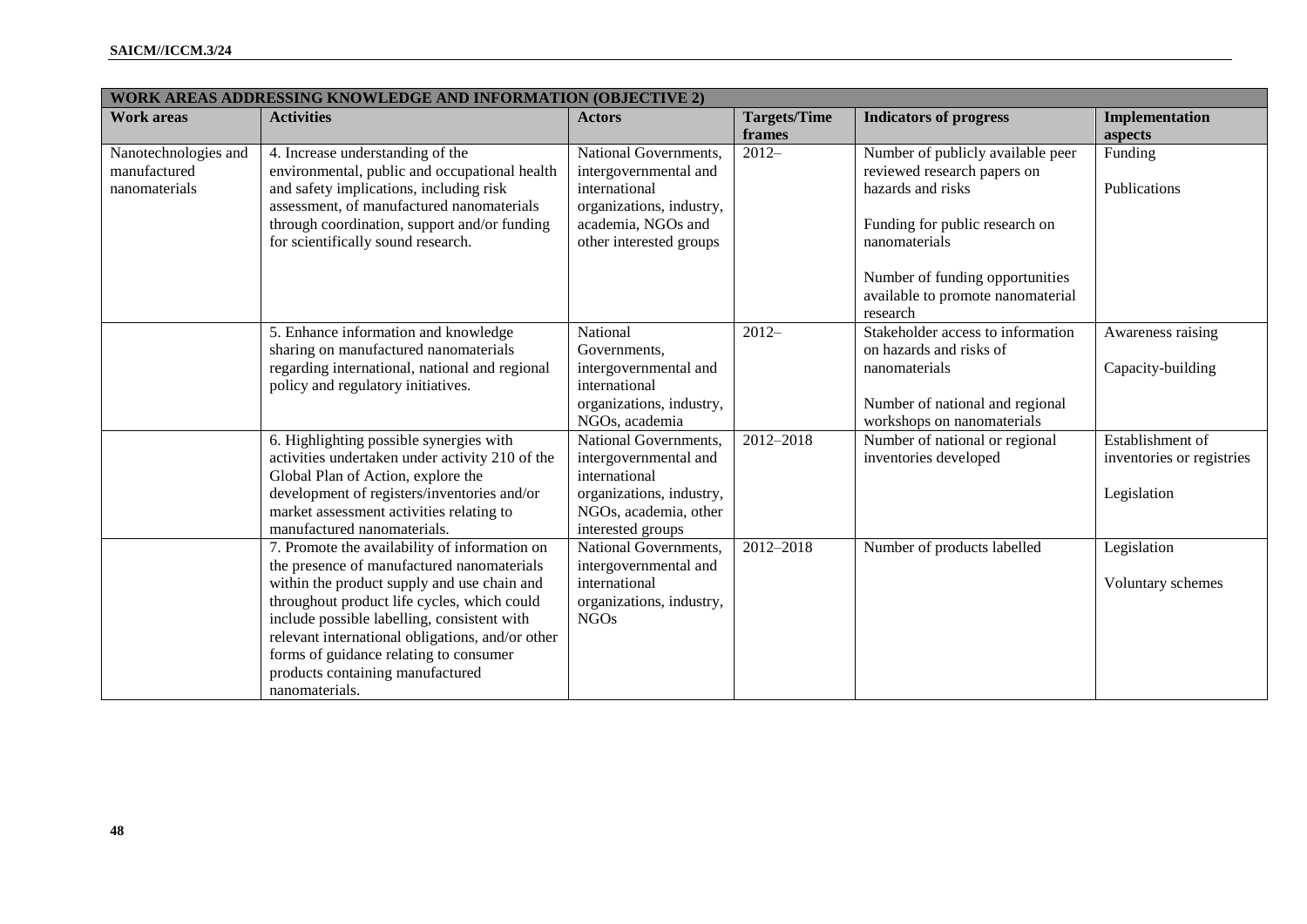| WORK AREAS ADDRESSING KNOWLEDGE AND INFORMATION (OBJECTIVE 2) | | | | | |
|---|---|---|---|---|---|
| **Work areas** | **Activities** | **Actors** | **Targets/Time frames** | **Indicators of progress** | **Implementation aspects** |
| Nanotechnologies and manufactured nanomaterials | 4. Increase understanding of the environmental, public and occupational health and safety implications, including risk assessment, of manufactured nanomaterials through coordination, support and/or funding for scientifically sound research. | National Governments, intergovernmental and international organizations, industry, academia, NGOs and other interested groups | 2012– | Number of publicly available peer reviewed research papers on hazards and risks<br><br>Funding for public research on nanomaterials<br><br>Number of funding opportunities available to promote nanomaterial research | Funding<br><br>Publications |
| | 5. Enhance information and knowledge sharing on manufactured nanomaterials regarding international, national and regional policy and regulatory initiatives. | National Governments, intergovernmental and international organizations, industry, NGOs, academia | 2012– | Stakeholder access to information on hazards and risks of nanomaterials<br><br>Number of national and regional workshops on nanomaterials | Awareness raising<br><br>Capacity-building |
| | 6. Highlighting possible synergies with activities undertaken under activity 210 of the Global Plan of Action, explore the development of registers/inventories and/or market assessment activities relating to manufactured nanomaterials. | National Governments, intergovernmental and international organizations, industry, NGOs, academia, other interested groups | 2012–2018 | Number of national or regional inventories developed | Establishment of inventories or registries<br><br>Legislation |
| | 7. Promote the availability of information on the presence of manufactured nanomaterials within the product supply and use chain and throughout product life cycles, which could include possible labelling, consistent with relevant international obligations, and/or other forms of guidance relating to consumer products containing manufactured nanomaterials. | National Governments, intergovernmental and international organizations, industry, NGOs | 2012–2018 | Number of products labelled | Legislation<br><br>Voluntary schemes |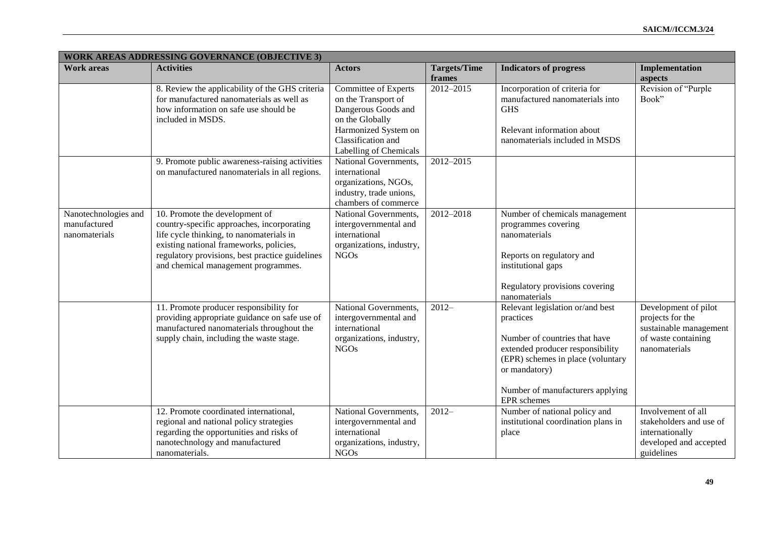| WORK AREAS ADDRESSING GOVERNANCE (OBJECTIVE 3) | | | | | |
|---|---|---|---|---|---|
| **Work areas** | **Activities** | **Actors** | **Targets/Time frames** | **Indicators of progress** | **Implementation aspects** |
| | 8. Review the applicability of the GHS criteria for manufactured nanomaterials as well as how information on safe use should be included in MSDS. | Committee of Experts on the Transport of Dangerous Goods and on the Globally Harmonized System on Classification and Labelling of Chemicals | 2012–2015 | Incorporation of criteria for manufactured nanomaterials into GHS<br><br>Relevant information about nanomaterials included in MSDS | Revision of "Purple Book" |
| | 9. Promote public awareness-raising activities on manufactured nanomaterials in all regions. | National Governments, international organizations, NGOs, industry, trade unions, chambers of commerce | 2012–2015 | | |
| Nanotechnologies and manufactured nanomaterials | 10. Promote the development of country-specific approaches, incorporating life cycle thinking, to nanomaterials in existing national frameworks, policies, regulatory provisions, best practice guidelines and chemical management programmes. | National Governments, intergovernmental and international organizations, industry, NGOs | 2012–2018 | Number of chemicals management programmes covering nanomaterials<br><br>Reports on regulatory and institutional gaps<br><br>Regulatory provisions covering nanomaterials | |
| | 11. Promote producer responsibility for providing appropriate guidance on safe use of manufactured nanomaterials throughout the supply chain, including the waste stage. | National Governments, intergovernmental and international organizations, industry, NGOs | 2012– | Relevant legislation or/and best practices<br><br>Number of countries that have extended producer responsibility (EPR) schemes in place (voluntary or mandatory)<br><br>Number of manufacturers applying EPR schemes | Development of pilot projects for the sustainable management of waste containing nanomaterials |
| | 12. Promote coordinated international, regional and national policy strategies regarding the opportunities and risks of nanotechnology and manufactured nanomaterials. | National Governments, intergovernmental and international organizations, industry, NGOs | 2012– | Number of national policy and institutional coordination plans in place | Involvement of all stakeholders and use of internationally developed and accepted guidelines |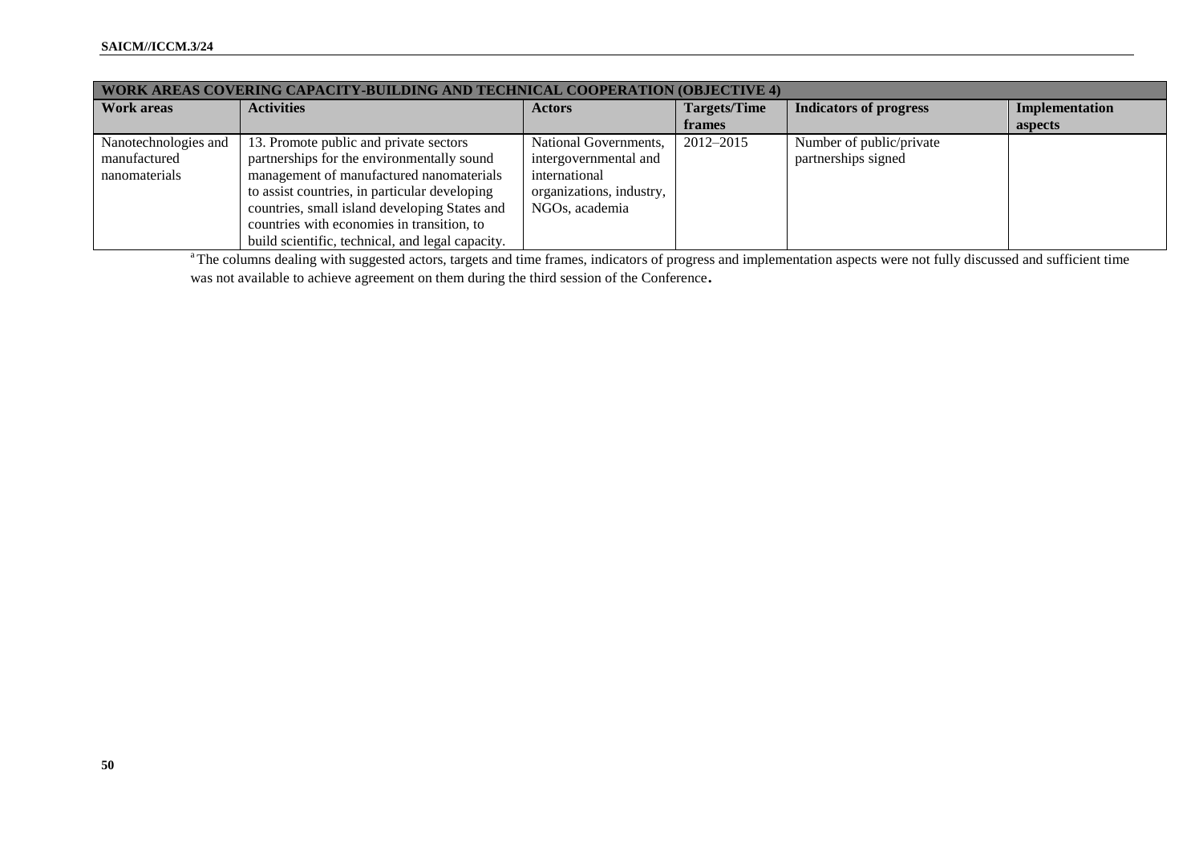| WORK AREAS COVERING CAPACITY-BUILDING AND TECHNICAL COOPERATION (OBJECTIVE 4) | | | | | |
|---|---|---|---|---|---|
| **Work areas** | **Activities** | **Actors** | **Targets/Time frames** | **Indicators of progress** | **Implementation aspects** |
| Nanotechnologies and manufactured nanomaterials | 13. Promote public and private sectors partnerships for the environmentally sound management of manufactured nanomaterials to assist countries, in particular developing countries, small island developing States and countries with economies in transition, to build scientific, technical, and legal capacity. | National Governments, intergovernmental and international organizations, industry, NGOs, academia | 2012–2015 | Number of public/private partnerships signed | |

[a] The columns dealing with suggested actors, targets and time frames, indicators of progress and implementation aspects were not fully discussed and sufficient time was not available to achieve agreement on them during the third session of the Conference.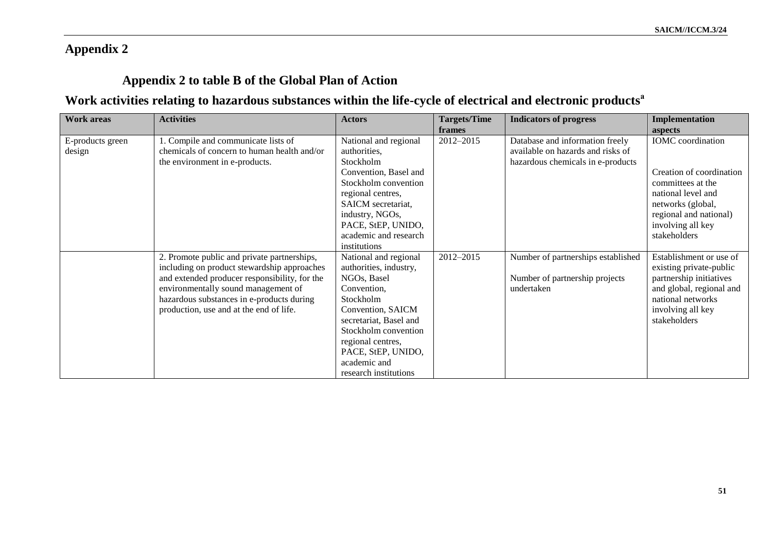# Appendix 2

## Appendix 2 to table B of the Global Plan of Action

## Work activities relating to hazardous substances within the life-cycle of electrical and electronic products[a]

| Work areas | Activities | Actors | Targets/Time frames | Indicators of progress | Implementation aspects |
|---|---|---|---|---|---|
| E-products green design | 1. Compile and communicate lists of chemicals of concern to human health and/or the environment in e-products. | National and regional authorities, Stockholm Convention, Basel and Stockholm convention regional centres, SAICM secretariat, industry, NGOs, PACE, StEP, UNIDO, academic and research institutions | 2012–2015 | Database and information freely available on hazards and risks of hazardous chemicals in e-products | IOMC coordination<br><br>Creation of coordination committees at the national level and networks (global, regional and national) involving all key stakeholders |
| | 2. Promote public and private partnerships, including on product stewardship approaches and extended producer responsibility, for the environmentally sound management of hazardous substances in e-products during production, use and at the end of life. | National and regional authorities, industry, NGOs, Basel Convention, Stockholm Convention, SAICM secretariat, Basel and Stockholm convention regional centres, PACE, StEP, UNIDO, academic and research institutions | 2012–2015 | Number of partnerships established<br><br>Number of partnership projects undertaken | Establishment or use of existing private-public partnership initiatives and global, regional and national networks involving all key stakeholders |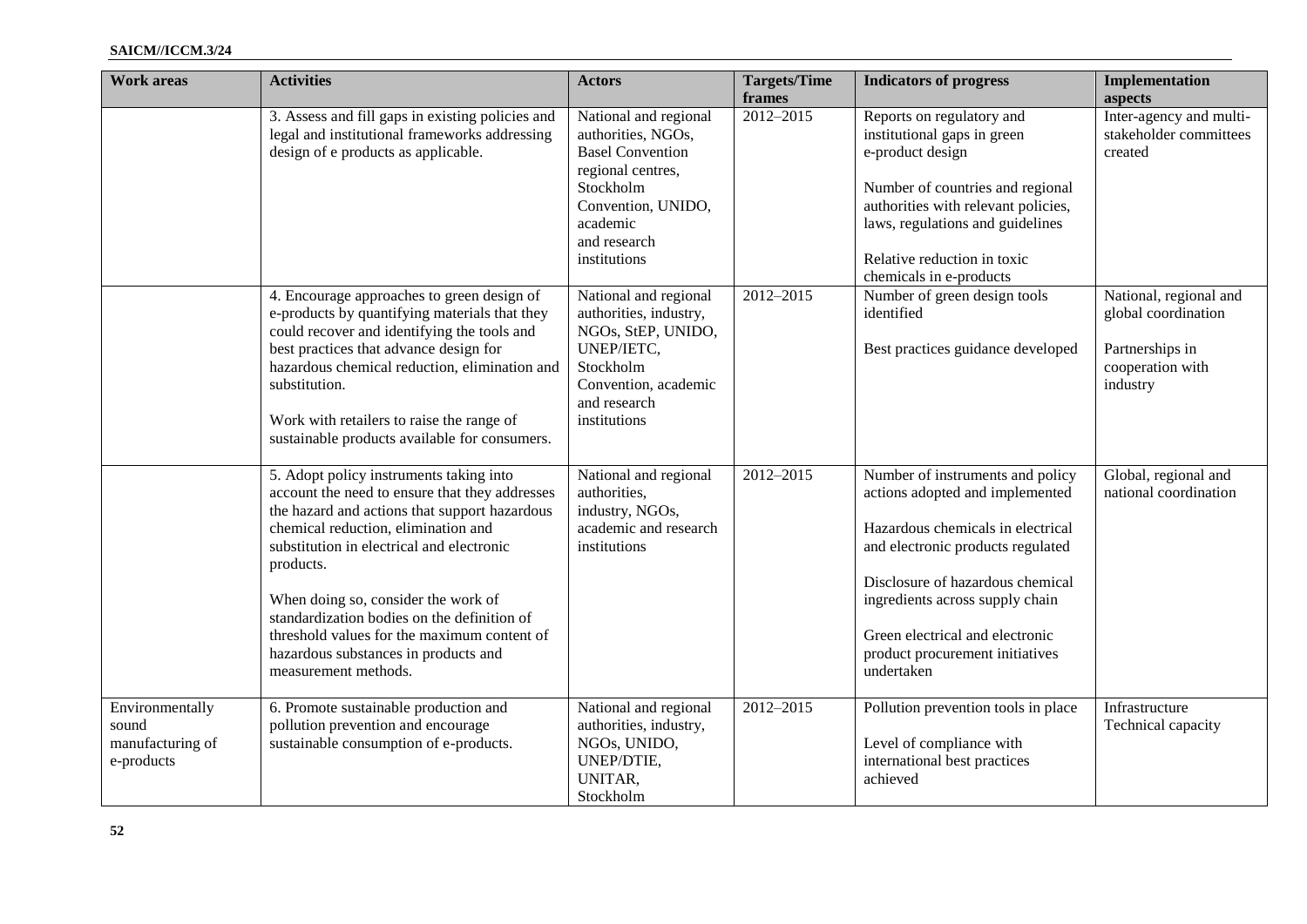| Work areas | Activities | Actors | Targets/Time frames | Indicators of progress | Implementation aspects |
|---|---|---|---|---|---|
| | 3. Assess and fill gaps in existing policies and legal and institutional frameworks addressing design of e products as applicable. | National and regional authorities, NGOs, Basel Convention regional centres, Stockholm Convention, UNIDO, academic and research institutions | 2012–2015 | Reports on regulatory and institutional gaps in green e-product design<br><br>Number of countries and regional authorities with relevant policies, laws, regulations and guidelines<br><br>Relative reduction in toxic chemicals in e-products | Inter-agency and multi-stakeholder committees created |
| | 4. Encourage approaches to green design of e-products by quantifying materials that they could recover and identifying the tools and best practices that advance design for hazardous chemical reduction, elimination and substitution.<br><br>Work with retailers to raise the range of sustainable products available for consumers. | National and regional authorities, industry, NGOs, StEP, UNIDO, UNEP/IETC, Stockholm Convention, academic and research institutions | 2012–2015 | Number of green design tools identified<br><br>Best practices guidance developed | National, regional and global coordination<br><br>Partnerships in cooperation with industry |
| | 5. Adopt policy instruments taking into account the need to ensure that they addresses the hazard and actions that support hazardous chemical reduction, elimination and substitution in electrical and electronic products.<br><br>When doing so, consider the work of standardization bodies on the definition of threshold values for the maximum content of hazardous substances in products and measurement methods. | National and regional authorities, industry, NGOs, academic and research institutions | 2012–2015 | Number of instruments and policy actions adopted and implemented<br><br>Hazardous chemicals in electrical and electronic products regulated<br><br>Disclosure of hazardous chemical ingredients across supply chain<br><br>Green electrical and electronic product procurement initiatives undertaken | Global, regional and national coordination |
| Environmentally sound manufacturing of e-products | 6. Promote sustainable production and pollution prevention and encourage sustainable consumption of e-products. | National and regional authorities, industry, NGOs, UNIDO, UNEP/DTIE, UNITAR, Stockholm | 2012–2015 | Pollution prevention tools in place<br><br>Level of compliance with international best practices achieved | Infrastructure<br>Technical capacity |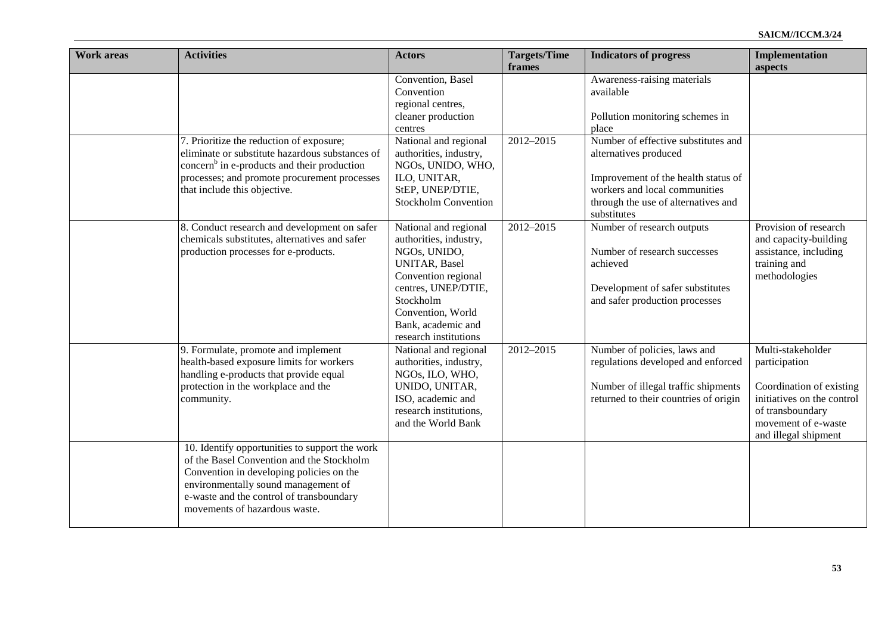| Work areas | Activities | Actors | Targets/Time frames | Indicators of progress | Implementation aspects |
|---|---|---|---|---|---|
| | | Convention, Basel Convention regional centres, cleaner production centres | | Awareness-raising materials available<br><br>Pollution monitoring schemes in place | |
| | 7. Prioritize the reduction of exposure; eliminate or substitute hazardous substances of concern[b] in e-products and their production processes; and promote procurement processes that include this objective. | National and regional authorities, industry, NGOs, UNIDO, WHO, ILO, UNITAR, StEP, UNEP/DTIE, Stockholm Convention | 2012–2015 | Number of effective substitutes and alternatives produced<br><br>Improvement of the health status of workers and local communities through the use of alternatives and substitutes | |
| | 8. Conduct research and development on safer chemicals substitutes, alternatives and safer production processes for e-products. | National and regional authorities, industry, NGOs, UNIDO, UNITAR, Basel Convention regional centres, UNEP/DTIE, Stockholm Convention, World Bank, academic and research institutions | 2012–2015 | Number of research outputs<br><br>Number of research successes achieved<br><br>Development of safer substitutes and safer production processes | Provision of research and capacity-building assistance, including training and methodologies |
| | 9. Formulate, promote and implement health-based exposure limits for workers handling e-products that provide equal protection in the workplace and the community. | National and regional authorities, industry, NGOs, ILO, WHO, UNIDO, UNITAR, ISO, academic and research institutions, and the World Bank | 2012–2015 | Number of policies, laws and regulations developed and enforced<br><br>Number of illegal traffic shipments returned to their countries of origin | Multi-stakeholder participation<br><br>Coordination of existing initiatives on the control of transboundary movement of e-waste and illegal shipment |
| | 10. Identify opportunities to support the work of the Basel Convention and the Stockholm Convention in developing policies on the environmentally sound management of e-waste and the control of transboundary movements of hazardous waste. | | | | |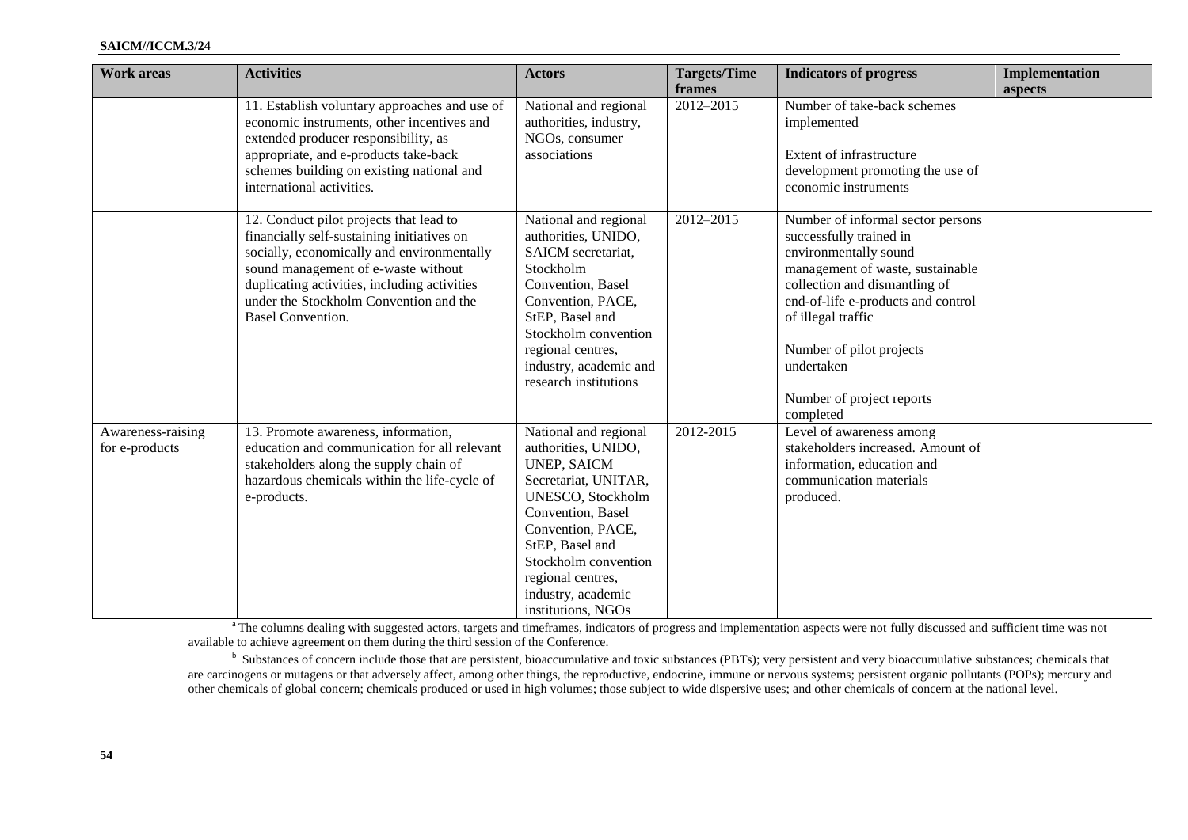| Work areas | Activities | Actors | Targets/Time frames | Indicators of progress | Implementation aspects |
|---|---|---|---|---|---|
| | 11. Establish voluntary approaches and use of economic instruments, other incentives and extended producer responsibility, as appropriate, and e-products take-back schemes building on existing national and international activities. | National and regional authorities, industry, NGOs, consumer associations | 2012–2015 | Number of take-back schemes implemented<br><br>Extent of infrastructure development promoting the use of economic instruments | |
| | 12. Conduct pilot projects that lead to financially self-sustaining initiatives on socially, economically and environmentally sound management of e-waste without duplicating activities, including activities under the Stockholm Convention and the Basel Convention. | National and regional authorities, UNIDO, SAICM secretariat, Stockholm Convention, Basel Convention, PACE, StEP, Basel and Stockholm convention regional centres, industry, academic and research institutions | 2012–2015 | Number of informal sector persons successfully trained in environmentally sound management of waste, sustainable collection and dismantling of end-of-life e-products and control of illegal traffic<br><br>Number of pilot projects undertaken<br><br>Number of project reports completed | |
| Awareness-raising for e-products | 13. Promote awareness, information, education and communication for all relevant stakeholders along the supply chain of hazardous chemicals within the life-cycle of e-products. | National and regional authorities, UNIDO, UNEP, SAICM Secretariat, UNITAR, UNESCO, Stockholm Convention, Basel Convention, PACE, StEP, Basel and Stockholm convention regional centres, industry, academic institutions, NGOs | 2012-2015 | Level of awareness among stakeholders increased. Amount of information, education and communication materials produced. | |

[a] The columns dealing with suggested actors, targets and timeframes, indicators of progress and implementation aspects were not fully discussed and sufficient time was not available to achieve agreement on them during the third session of the Conference.

[b] Substances of concern include those that are persistent, bioaccumulative and toxic substances (PBTs); very persistent and very bioaccumulative substances; chemicals that are carcinogens or mutagens or that adversely affect, among other things, the reproductive, endocrine, immune or nervous systems; persistent organic pollutants (POPs); mercury and other chemicals of global concern; chemicals produced or used in high volumes; those subject to wide dispersive uses; and other chemicals of concern at the national level.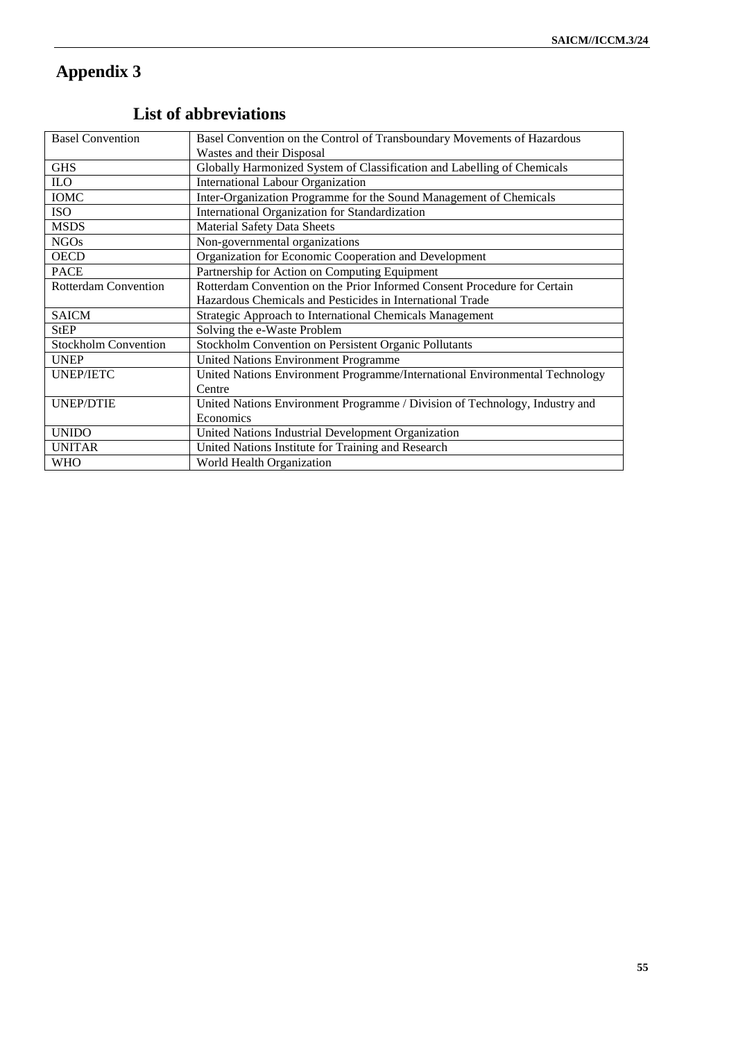# Appendix 3

## List of abbreviations

| | |
|---|---|
| Basel Convention | Basel Convention on the Control of Transboundary Movements of Hazardous Wastes and their Disposal |
| GHS | Globally Harmonized System of Classification and Labelling of Chemicals |
| ILO | International Labour Organization |
| IOMC | Inter-Organization Programme for the Sound Management of Chemicals |
| ISO | International Organization for Standardization |
| MSDS | Material Safety Data Sheets |
| NGOs | Non-governmental organizations |
| OECD | Organization for Economic Cooperation and Development |
| PACE | Partnership for Action on Computing Equipment |
| Rotterdam Convention | Rotterdam Convention on the Prior Informed Consent Procedure for Certain Hazardous Chemicals and Pesticides in International Trade |
| SAICM | Strategic Approach to International Chemicals Management |
| StEP | Solving the e-Waste Problem |
| Stockholm Convention | Stockholm Convention on Persistent Organic Pollutants |
| UNEP | United Nations Environment Programme |
| UNEP/IETC | United Nations Environment Programme/International Environmental Technology Centre |
| UNEP/DTIE | United Nations Environment Programme / Division of Technology, Industry and Economics |
| UNIDO | United Nations Industrial Development Organization |
| UNITAR | United Nations Institute for Training and Research |
| WHO | World Health Organization |